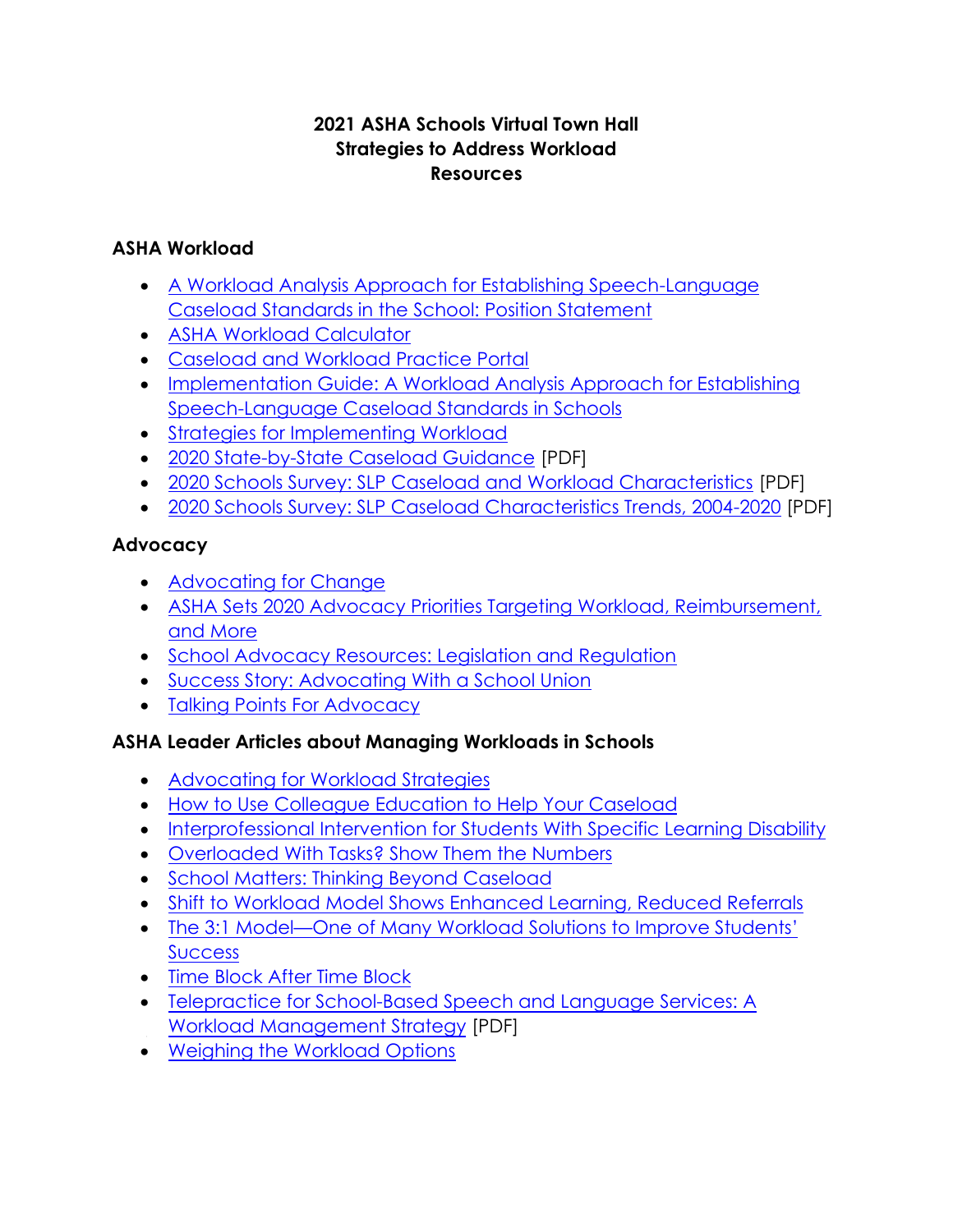# 2021 ASHA Schools Virtual Town Hall
# Strategies to Address Workload
# Resources

## ASHA Workload

- A Workload Analysis Approach for Establishing Speech-Language Caseload Standards in the School: Position Statement
- ASHA Workload Calculator
- Caseload and Workload Practice Portal
- Implementation Guide: A Workload Analysis Approach for Establishing Speech-Language Caseload Standards in Schools
- Strategies for Implementing Workload
- 2020 State-by-State Caseload Guidance [PDF]
- 2020 Schools Survey: SLP Caseload and Workload Characteristics [PDF]
- 2020 Schools Survey: SLP Caseload Characteristics Trends, 2004-2020 [PDF]

## Advocacy

- Advocating for Change
- ASHA Sets 2020 Advocacy Priorities Targeting Workload, Reimbursement, and More
- School Advocacy Resources: Legislation and Regulation
- Success Story: Advocating With a School Union
- Talking Points For Advocacy

## ASHA Leader Articles about Managing Workloads in Schools

- Advocating for Workload Strategies
- How to Use Colleague Education to Help Your Caseload
- Interprofessional Intervention for Students With Specific Learning Disability
- Overloaded With Tasks? Show Them the Numbers
- School Matters: Thinking Beyond Caseload
- Shift to Workload Model Shows Enhanced Learning, Reduced Referrals
- The 3:1 Model—One of Many Workload Solutions to Improve Students' Success
- Time Block After Time Block
- Telepractice for School-Based Speech and Language Services: A Workload Management Strategy [PDF]
- Weighing the Workload Options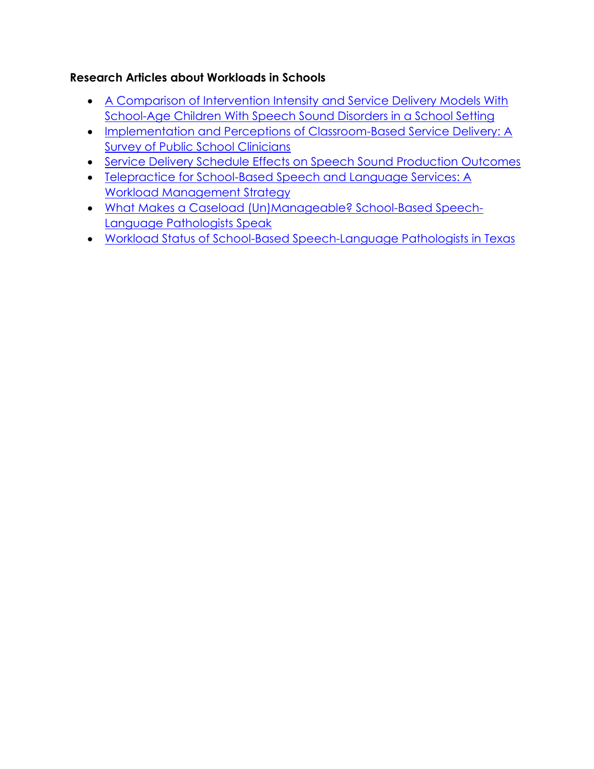**Research Articles about Workloads in Schools**

- A Comparison of Intervention Intensity and Service Delivery Models With School-Age Children With Speech Sound Disorders in a School Setting
- Implementation and Perceptions of Classroom-Based Service Delivery: A Survey of Public School Clinicians
- Service Delivery Schedule Effects on Speech Sound Production Outcomes
- Telepractice for School-Based Speech and Language Services: A Workload Management Strategy
- What Makes a Caseload (Un)Manageable? School-Based Speech-Language Pathologists Speak
- Workload Status of School-Based Speech-Language Pathologists in Texas